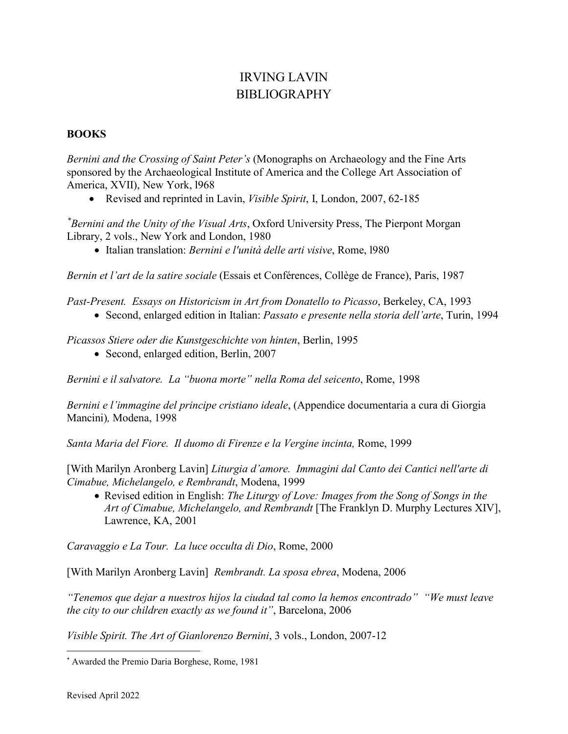# IRVING LAVIN
# BIBLIOGRAPHY

**BOOKS**

*Bernini and the Crossing of Saint Peter's* (Monographs on Archaeology and the Fine Arts sponsored by the Archaeological Institute of America and the College Art Association of America, XVII), New York, l968

- Revised and reprinted in Lavin, *Visible Spirit*, I, London, 2007, 62-185

[*] *Bernini and the Unity of the Visual Arts*, Oxford University Press, The Pierpont Morgan Library, 2 vols., New York and London, 1980

- Italian translation: *Bernini e l'unità delle arti visive*, Rome, l980

*Bernin et l'art de la satire sociale* (Essais et Conférences, Collège de France), Paris, 1987

*Past-Present. Essays on Historicism in Art from Donatello to Picasso*, Berkeley, CA, 1993

- Second, enlarged edition in Italian: *Passato e presente nella storia dell'arte*, Turin, 1994

*Picassos Stiere oder die Kunstgeschichte von hinten*, Berlin, 1995

- Second, enlarged edition, Berlin, 2007

*Bernini e il salvatore. La "buona morte" nella Roma del seicento*, Rome, 1998

*Bernini e l'immagine del principe cristiano ideale*, (Appendice documentaria a cura di Giorgia Mancini), Modena, 1998

*Santa Maria del Fiore. Il duomo di Firenze e la Vergine incinta,* Rome, 1999

[With Marilyn Aronberg Lavin] *Liturgia d'amore. Immagini dal Canto dei Cantici nell'arte di Cimabue, Michelangelo, e Rembrandt*, Modena, 1999

- Revised edition in English: *The Liturgy of Love: Images from the Song of Songs in the Art of Cimabue, Michelangelo, and Rembrandt* [The Franklyn D. Murphy Lectures XIV], Lawrence, KA, 2001

*Caravaggio e La Tour. La luce occulta di Dio*, Rome, 2000

[With Marilyn Aronberg Lavin] *Rembrandt. La sposa ebrea*, Modena, 2006

*"Tenemos que dejar a nuestros hijos la ciudad tal como la hemos encontrado" "We must leave the city to our children exactly as we found it"*, Barcelona, 2006

*Visible Spirit. The Art of Gianlorenzo Bernini*, 3 vols., London, 2007-12

[*] Awarded the Premio Daria Borghese, Rome, 1981

Revised April 2022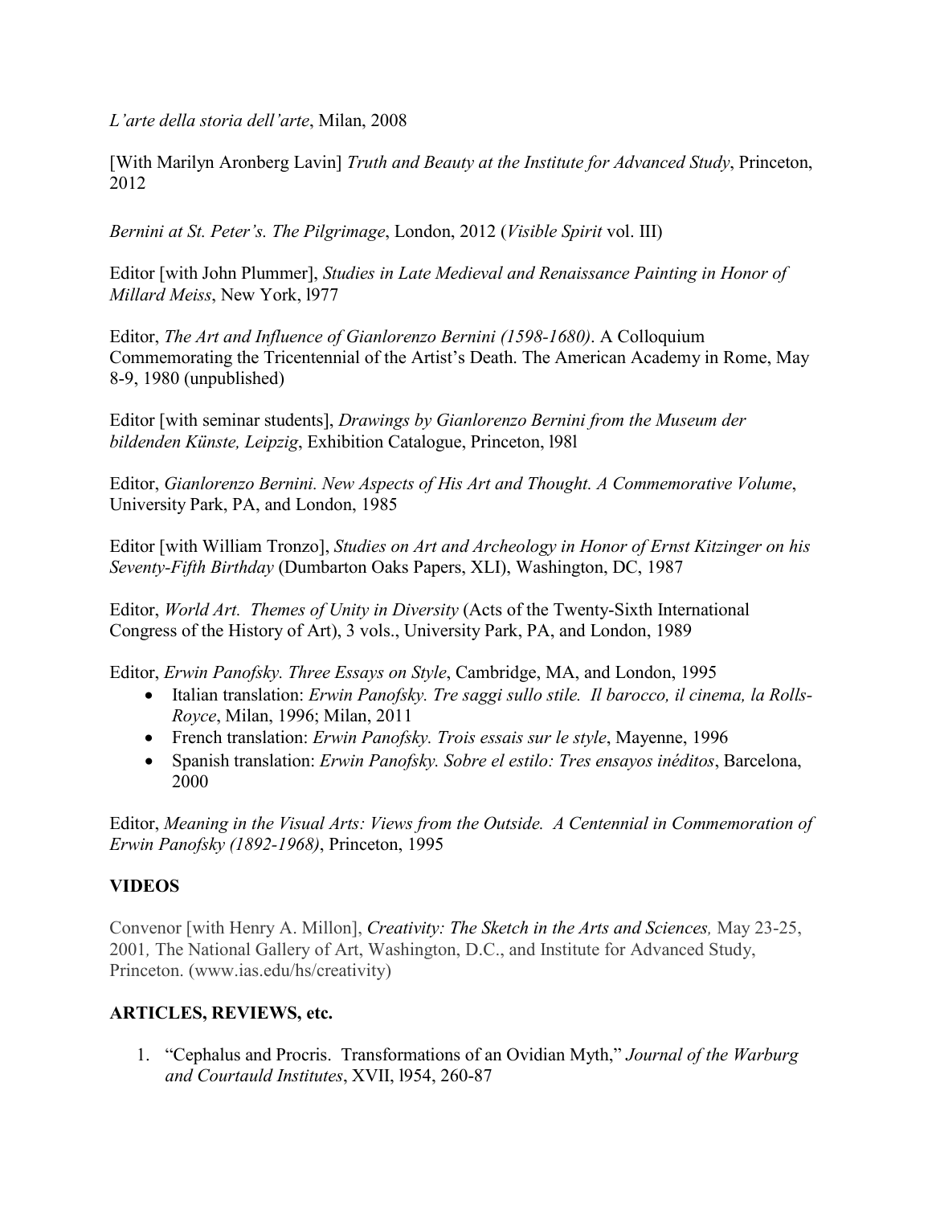*L'arte della storia dell'arte*, Milan, 2008

[With Marilyn Aronberg Lavin] *Truth and Beauty at the Institute for Advanced Study*, Princeton, 2012

*Bernini at St. Peter's. The Pilgrimage*, London, 2012 (*Visible Spirit* vol. III)

Editor [with John Plummer], *Studies in Late Medieval and Renaissance Painting in Honor of Millard Meiss*, New York, l977

Editor, *The Art and Influence of Gianlorenzo Bernini (1598-1680)*. A Colloquium Commemorating the Tricentennial of the Artist's Death. The American Academy in Rome, May 8-9, 1980 (unpublished)

Editor [with seminar students], *Drawings by Gianlorenzo Bernini from the Museum der bildenden Künste, Leipzig*, Exhibition Catalogue, Princeton, l98l

Editor, *Gianlorenzo Bernini. New Aspects of His Art and Thought. A Commemorative Volume*, University Park, PA, and London, 1985

Editor [with William Tronzo], *Studies on Art and Archeology in Honor of Ernst Kitzinger on his Seventy-Fifth Birthday* (Dumbarton Oaks Papers, XLI), Washington, DC, 1987

Editor, *World Art. Themes of Unity in Diversity* (Acts of the Twenty-Sixth International Congress of the History of Art), 3 vols., University Park, PA, and London, 1989

Editor, *Erwin Panofsky. Three Essays on Style*, Cambridge, MA, and London, 1995

- Italian translation: *Erwin Panofsky. Tre saggi sullo stile. Il barocco, il cinema, la Rolls-Royce*, Milan, 1996; Milan, 2011
- French translation: *Erwin Panofsky. Trois essais sur le style*, Mayenne, 1996
- Spanish translation: *Erwin Panofsky. Sobre el estilo: Tres ensayos inéditos*, Barcelona, 2000

Editor, *Meaning in the Visual Arts: Views from the Outside. A Centennial in Commemoration of Erwin Panofsky (1892-1968)*, Princeton, 1995

## VIDEOS

Convenor [with Henry A. Millon], *Creativity: The Sketch in the Arts and Sciences,* May 23-25, 2001*,* The National Gallery of Art, Washington, D.C., and Institute for Advanced Study, Princeton. (www.ias.edu/hs/creativity)

## ARTICLES, REVIEWS, etc.

1. "Cephalus and Procris. Transformations of an Ovidian Myth," *Journal of the Warburg and Courtauld Institutes*, XVII, l954, 260-87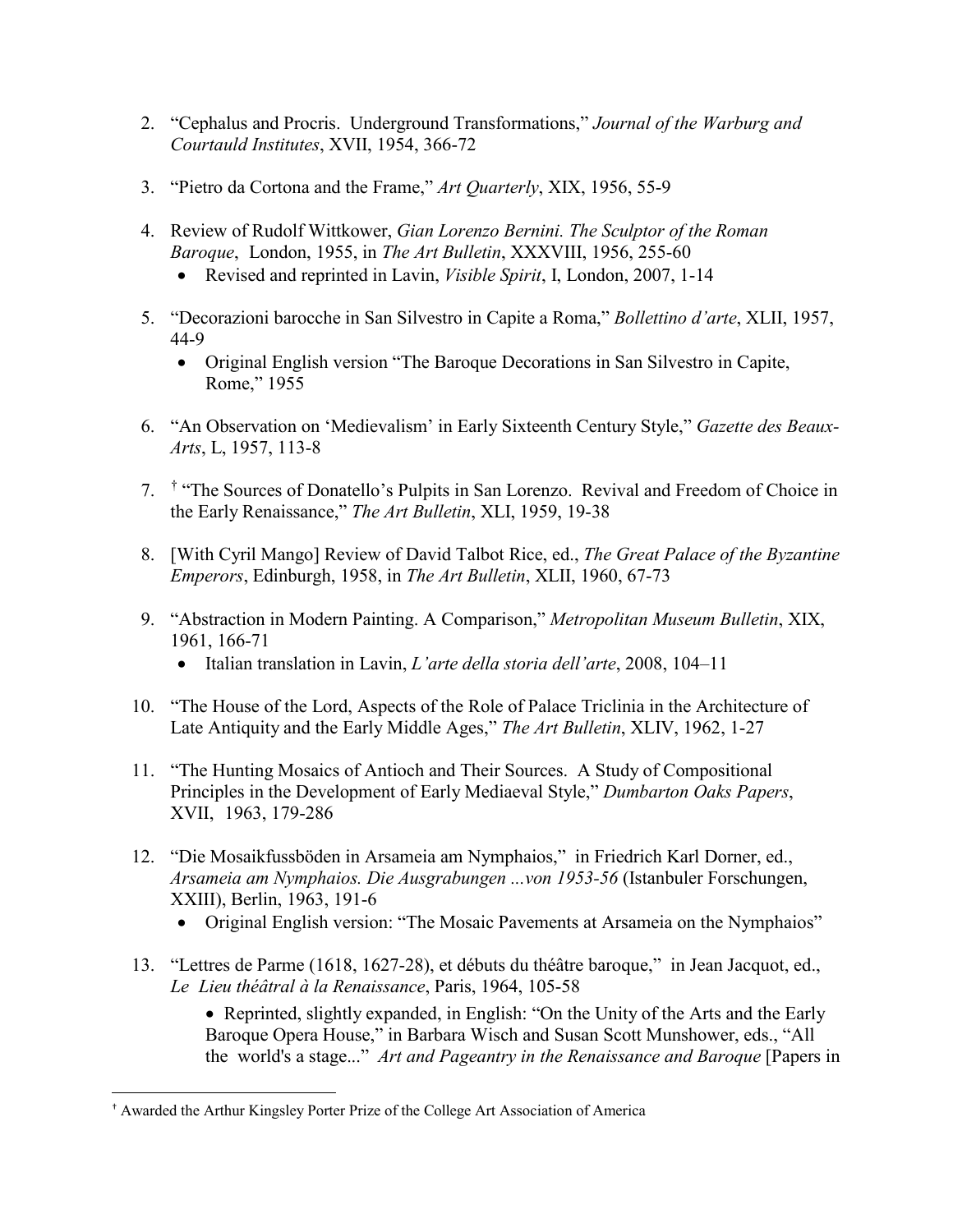2. "Cephalus and Procris. Underground Transformations," *Journal of the Warburg and Courtauld Institutes*, XVII, 1954, 366-72

3. "Pietro da Cortona and the Frame," *Art Quarterly*, XIX, 1956, 55-9

4. Review of Rudolf Wittkower, *Gian Lorenzo Bernini. The Sculptor of the Roman Baroque*, London, 1955, in *The Art Bulletin*, XXXVIII, 1956, 255-60
   - Revised and reprinted in Lavin, *Visible Spirit*, I, London, 2007, 1-14

5. "Decorazioni barocche in San Silvestro in Capite a Roma," *Bollettino d'arte*, XLII, 1957, 44-9
   - Original English version "The Baroque Decorations in San Silvestro in Capite, Rome," 1955

6. "An Observation on 'Medievalism' in Early Sixteenth Century Style," *Gazette des Beaux-Arts*, L, 1957, 113-8

7. † "The Sources of Donatello's Pulpits in San Lorenzo. Revival and Freedom of Choice in the Early Renaissance," *The Art Bulletin*, XLI, 1959, 19-38

8. [With Cyril Mango] Review of David Talbot Rice, ed., *The Great Palace of the Byzantine Emperors*, Edinburgh, 1958, in *The Art Bulletin*, XLII, 1960, 67-73

9. "Abstraction in Modern Painting. A Comparison," *Metropolitan Museum Bulletin*, XIX, 1961, 166-71
   - Italian translation in Lavin, *L'arte della storia dell'arte*, 2008, 104–11

10. "The House of the Lord, Aspects of the Role of Palace Triclinia in the Architecture of Late Antiquity and the Early Middle Ages," *The Art Bulletin*, XLIV, 1962, 1-27

11. "The Hunting Mosaics of Antioch and Their Sources. A Study of Compositional Principles in the Development of Early Mediaeval Style," *Dumbarton Oaks Papers*, XVII, 1963, 179-286

12. "Die Mosaikfussböden in Arsameia am Nymphaios," in Friedrich Karl Dorner, ed., *Arsameia am Nymphaios. Die Ausgrabungen ...von 1953-56* (Istanbuler Forschungen, XXIII), Berlin, 1963, 191-6
    - Original English version: "The Mosaic Pavements at Arsameia on the Nymphaios"

13. "Lettres de Parme (1618, 1627-28), et débuts du théâtre baroque," in Jean Jacquot, ed., *Le Lieu théâtral à la Renaissance*, Paris, 1964, 105-58
    - Reprinted, slightly expanded, in English: "On the Unity of the Arts and the Early Baroque Opera House," in Barbara Wisch and Susan Scott Munshower, eds., "All the world's a stage..." *Art and Pageantry in the Renaissance and Baroque* [Papers in

† Awarded the Arthur Kingsley Porter Prize of the College Art Association of America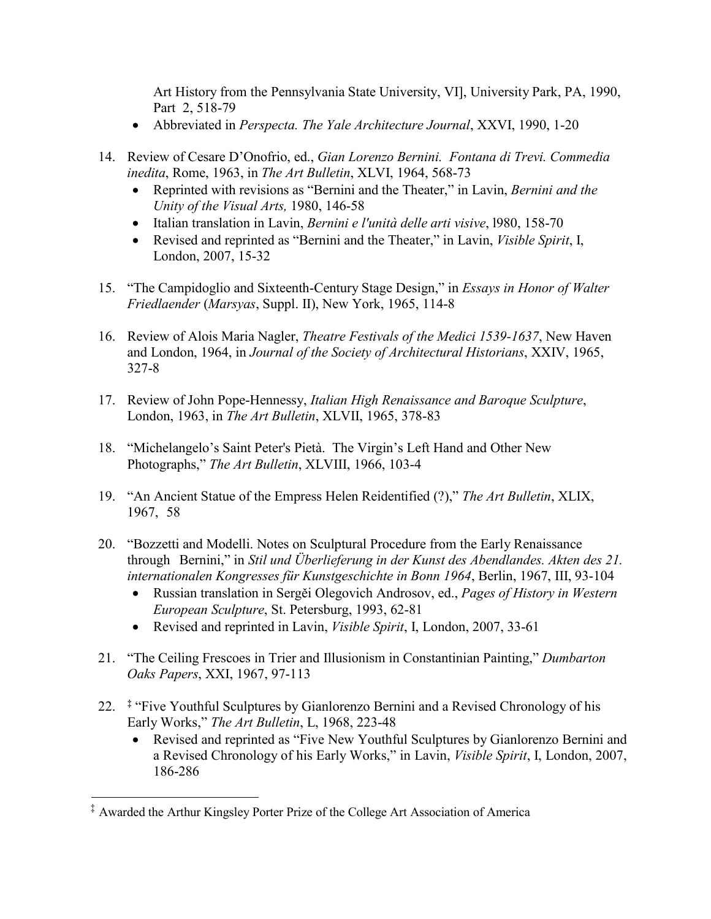Art History from the Pennsylvania State University, VI], University Park, PA, 1990, Part 2, 518-79

- Abbreviated in *Perspecta. The Yale Architecture Journal*, XXVI, 1990, 1-20

14. Review of Cesare D'Onofrio, ed., *Gian Lorenzo Bernini. Fontana di Trevi. Commedia inedita*, Rome, 1963, in *The Art Bulletin*, XLVI, 1964, 568-73
    - Reprinted with revisions as "Bernini and the Theater," in Lavin, *Bernini and the Unity of the Visual Arts,* 1980, 146-58
    - Italian translation in Lavin, *Bernini e l'unità delle arti visive*, l980, 158-70
    - Revised and reprinted as "Bernini and the Theater," in Lavin, *Visible Spirit*, I, London, 2007, 15-32

15. "The Campidoglio and Sixteenth-Century Stage Design," in *Essays in Honor of Walter Friedlaender* (*Marsyas*, Suppl. II), New York, 1965, 114-8

16. Review of Alois Maria Nagler, *Theatre Festivals of the Medici 1539-1637*, New Haven and London, 1964, in *Journal of the Society of Architectural Historians*, XXIV, 1965, 327-8

17. Review of John Pope-Hennessy, *Italian High Renaissance and Baroque Sculpture*, London, 1963, in *The Art Bulletin*, XLVII, 1965, 378-83

18. "Michelangelo's Saint Peter's Pietà. The Virgin's Left Hand and Other New Photographs," *The Art Bulletin*, XLVIII, 1966, 103-4

19. "An Ancient Statue of the Empress Helen Reidentified (?)," *The Art Bulletin*, XLIX, 1967, 58

20. "Bozzetti and Modelli. Notes on Sculptural Procedure from the Early Renaissance through Bernini," in *Stil und Überlieferung in der Kunst des Abendlandes. Akten des 21. internationalen Kongresses für Kunstgeschichte in Bonn 1964*, Berlin, 1967, III, 93-104
    - Russian translation in Sergĕi Olegovich Androsov, ed., *Pages of History in Western European Sculpture*, St. Petersburg, 1993, 62-81
    - Revised and reprinted in Lavin, *Visible Spirit*, I, London, 2007, 33-61

21. "The Ceiling Frescoes in Trier and Illusionism in Constantinian Painting," *Dumbarton Oaks Papers*, XXI, 1967, 97-113

22. [‡] "Five Youthful Sculptures by Gianlorenzo Bernini and a Revised Chronology of his Early Works," *The Art Bulletin*, L, 1968, 223-48
    - Revised and reprinted as "Five New Youthful Sculptures by Gianlorenzo Bernini and a Revised Chronology of his Early Works," in Lavin, *Visible Spirit*, I, London, 2007, 186-286

[‡] Awarded the Arthur Kingsley Porter Prize of the College Art Association of America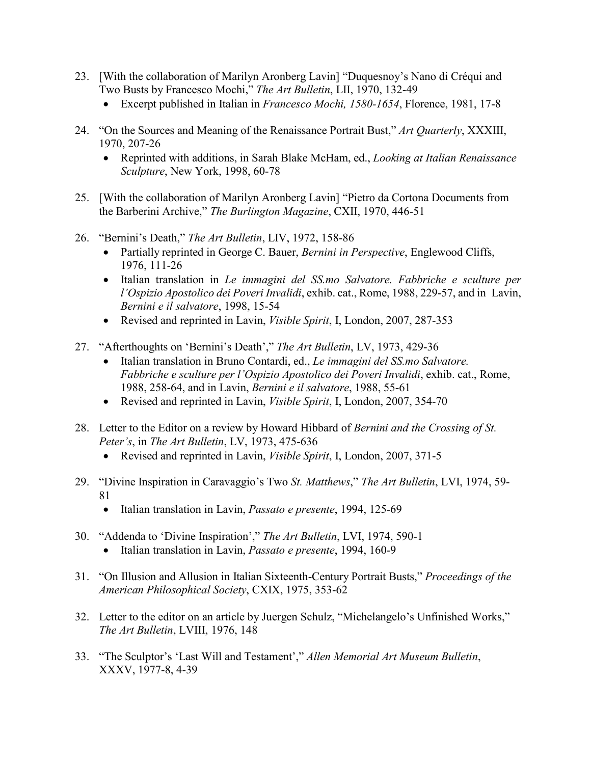23. [With the collaboration of Marilyn Aronberg Lavin] "Duquesnoy's Nano di Créqui and Two Busts by Francesco Mochi," *The Art Bulletin*, LII, 1970, 132-49
    - Excerpt published in Italian in *Francesco Mochi, 1580-1654*, Florence, 1981, 17-8

24. "On the Sources and Meaning of the Renaissance Portrait Bust," *Art Quarterly*, XXXIII, 1970, 207-26
    - Reprinted with additions, in Sarah Blake McHam, ed., *Looking at Italian Renaissance Sculpture*, New York, 1998, 60-78

25. [With the collaboration of Marilyn Aronberg Lavin] "Pietro da Cortona Documents from the Barberini Archive," *The Burlington Magazine*, CXII, 1970, 446-51

26. "Bernini's Death," *The Art Bulletin*, LIV, 1972, 158-86
    - Partially reprinted in George C. Bauer, *Bernini in Perspective*, Englewood Cliffs, 1976, 111-26
    - Italian translation in *Le immagini del SS.mo Salvatore. Fabbriche e sculture per l'Ospizio Apostolico dei Poveri Invalidi*, exhib. cat., Rome, 1988, 229-57, and in Lavin, *Bernini e il salvatore*, 1998, 15-54
    - Revised and reprinted in Lavin, *Visible Spirit*, I, London, 2007, 287-353

27. "Afterthoughts on 'Bernini's Death'," *The Art Bulletin*, LV, 1973, 429-36
    - Italian translation in Bruno Contardi, ed., *Le immagini del SS.mo Salvatore. Fabbriche e sculture per l'Ospizio Apostolico dei Poveri Invalidi*, exhib. cat., Rome, 1988, 258-64, and in Lavin, *Bernini e il salvatore*, 1988, 55-61
    - Revised and reprinted in Lavin, *Visible Spirit*, I, London, 2007, 354-70

28. Letter to the Editor on a review by Howard Hibbard of *Bernini and the Crossing of St. Peter's*, in *The Art Bulletin*, LV, 1973, 475-636
    - Revised and reprinted in Lavin, *Visible Spirit*, I, London, 2007, 371-5

29. "Divine Inspiration in Caravaggio's Two *St. Matthews*," *The Art Bulletin*, LVI, 1974, 59-81
    - Italian translation in Lavin, *Passato e presente*, 1994, 125-69

30. "Addenda to 'Divine Inspiration'," *The Art Bulletin*, LVI, 1974, 590-1
    - Italian translation in Lavin, *Passato e presente*, 1994, 160-9

31. "On Illusion and Allusion in Italian Sixteenth-Century Portrait Busts," *Proceedings of the American Philosophical Society*, CXIX, 1975, 353-62

32. Letter to the editor on an article by Juergen Schulz, "Michelangelo's Unfinished Works," *The Art Bulletin*, LVIII, 1976, 148

33. "The Sculptor's 'Last Will and Testament'," *Allen Memorial Art Museum Bulletin*, XXXV, 1977-8, 4-39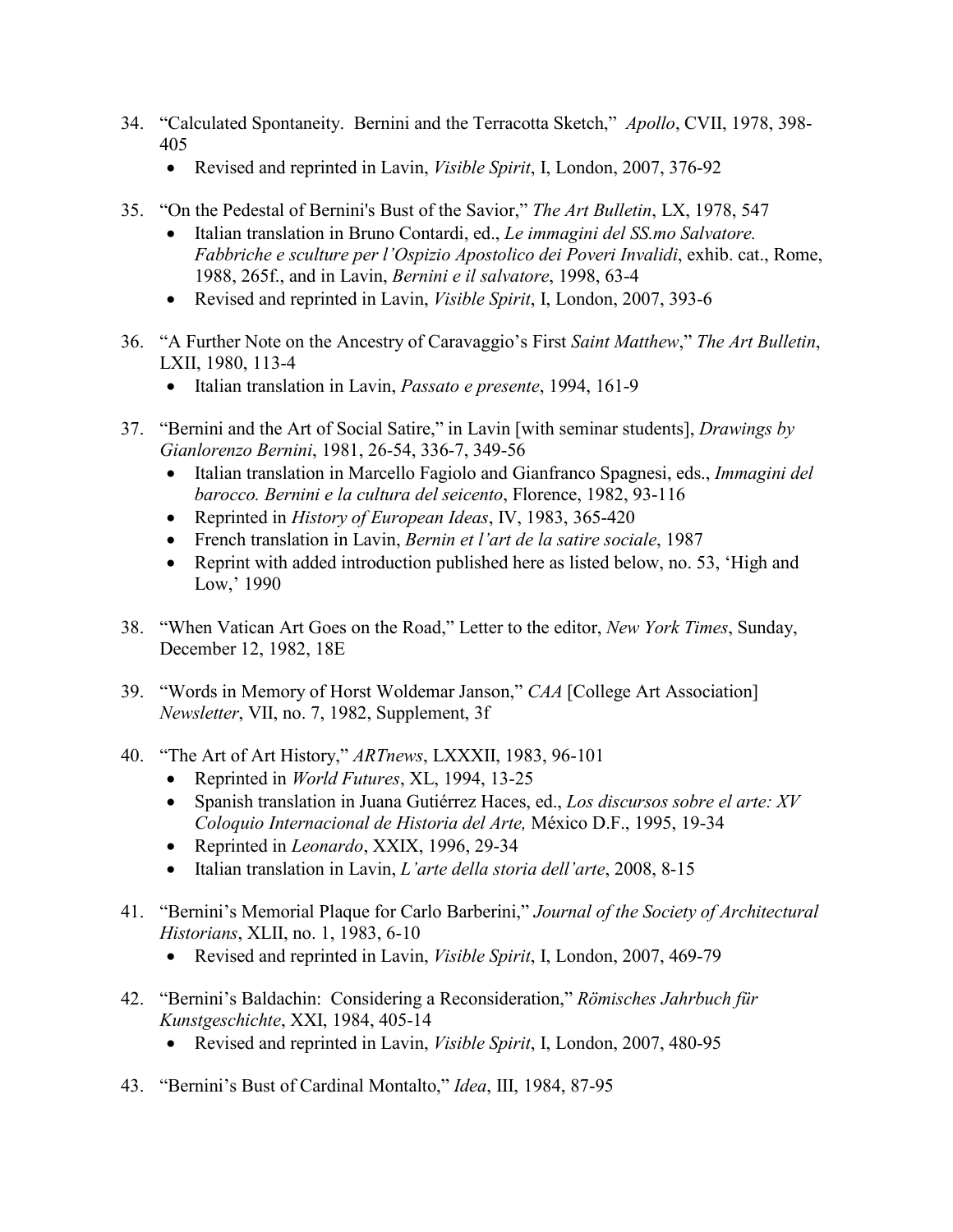34. "Calculated Spontaneity. Bernini and the Terracotta Sketch," *Apollo*, CVII, 1978, 398-405
    - Revised and reprinted in Lavin, *Visible Spirit*, I, London, 2007, 376-92

35. "On the Pedestal of Bernini's Bust of the Savior," *The Art Bulletin*, LX, 1978, 547
    - Italian translation in Bruno Contardi, ed., *Le immagini del SS.mo Salvatore. Fabbriche e sculture per l'Ospizio Apostolico dei Poveri Invalidi*, exhib. cat., Rome, 1988, 265f., and in Lavin, *Bernini e il salvatore*, 1998, 63-4
    - Revised and reprinted in Lavin, *Visible Spirit*, I, London, 2007, 393-6

36. "A Further Note on the Ancestry of Caravaggio's First *Saint Matthew*," *The Art Bulletin*, LXII, 1980, 113-4
    - Italian translation in Lavin, *Passato e presente*, 1994, 161-9

37. "Bernini and the Art of Social Satire," in Lavin [with seminar students], *Drawings by Gianlorenzo Bernini*, 1981, 26-54, 336-7, 349-56
    - Italian translation in Marcello Fagiolo and Gianfranco Spagnesi, eds., *Immagini del barocco. Bernini e la cultura del seicento*, Florence, 1982, 93-116
    - Reprinted in *History of European Ideas*, IV, 1983, 365-420
    - French translation in Lavin, *Bernin et l'art de la satire sociale*, 1987
    - Reprint with added introduction published here as listed below, no. 53, 'High and Low,' 1990

38. "When Vatican Art Goes on the Road," Letter to the editor, *New York Times*, Sunday, December 12, 1982, 18E

39. "Words in Memory of Horst Woldemar Janson," *CAA* [College Art Association] *Newsletter*, VII, no. 7, 1982, Supplement, 3f

40. "The Art of Art History," *ARTnews*, LXXXII, 1983, 96-101
    - Reprinted in *World Futures*, XL, 1994, 13-25
    - Spanish translation in Juana Gutiérrez Haces, ed., *Los discursos sobre el arte: XV Coloquio Internacional de Historia del Arte,* México D.F., 1995, 19-34
    - Reprinted in *Leonardo*, XXIX, 1996, 29-34
    - Italian translation in Lavin, *L'arte della storia dell'arte*, 2008, 8-15

41. "Bernini's Memorial Plaque for Carlo Barberini," *Journal of the Society of Architectural Historians*, XLII, no. 1, 1983, 6-10
    - Revised and reprinted in Lavin, *Visible Spirit*, I, London, 2007, 469-79

42. "Bernini's Baldachin: Considering a Reconsideration," *Römisches Jahrbuch für Kunstgeschichte*, XXI, 1984, 405-14
    - Revised and reprinted in Lavin, *Visible Spirit*, I, London, 2007, 480-95

43. "Bernini's Bust of Cardinal Montalto," *Idea*, III, 1984, 87-95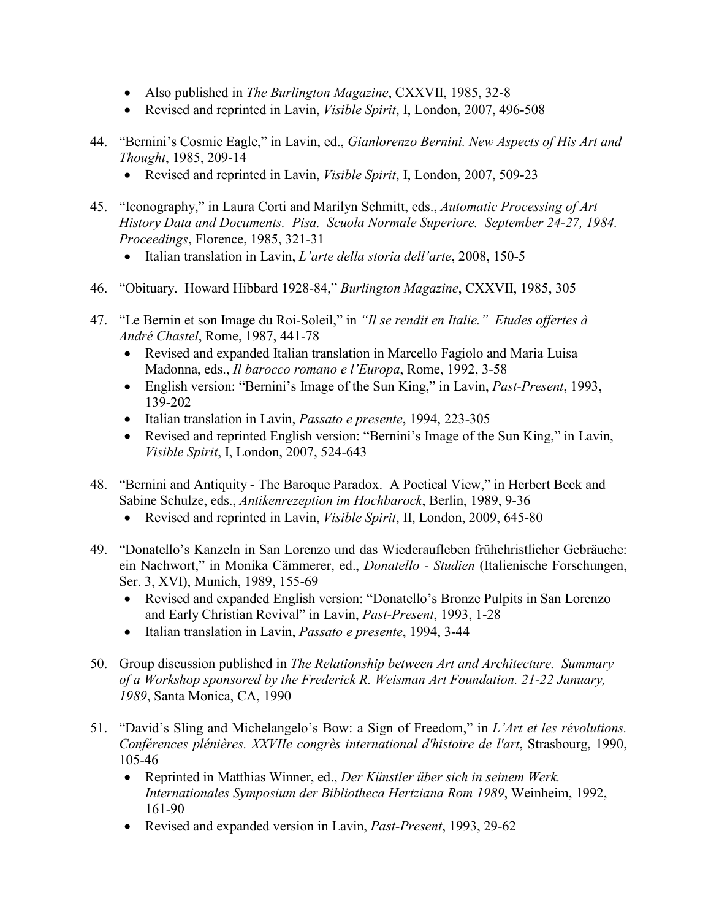- Also published in *The Burlington Magazine*, CXXVII, 1985, 32-8
- Revised and reprinted in Lavin, *Visible Spirit*, I, London, 2007, 496-508

44. "Bernini's Cosmic Eagle," in Lavin, ed., *Gianlorenzo Bernini. New Aspects of His Art and Thought*, 1985, 209-14
    - Revised and reprinted in Lavin, *Visible Spirit*, I, London, 2007, 509-23

45. "Iconography," in Laura Corti and Marilyn Schmitt, eds., *Automatic Processing of Art History Data and Documents. Pisa. Scuola Normale Superiore. September 24-27, 1984. Proceedings*, Florence, 1985, 321-31
    - Italian translation in Lavin, *L'arte della storia dell'arte*, 2008, 150-5

46. "Obituary. Howard Hibbard 1928-84," *Burlington Magazine*, CXXVII, 1985, 305

47. "Le Bernin et son Image du Roi-Soleil," in *"Il se rendit en Italie." Etudes offertes à André Chastel*, Rome, 1987, 441-78
    - Revised and expanded Italian translation in Marcello Fagiolo and Maria Luisa Madonna, eds., *Il barocco romano e l'Europa*, Rome, 1992, 3-58
    - English version: "Bernini's Image of the Sun King," in Lavin, *Past-Present*, 1993, 139-202
    - Italian translation in Lavin, *Passato e presente*, 1994, 223-305
    - Revised and reprinted English version: "Bernini's Image of the Sun King," in Lavin, *Visible Spirit*, I, London, 2007, 524-643

48. "Bernini and Antiquity - The Baroque Paradox. A Poetical View," in Herbert Beck and Sabine Schulze, eds., *Antikenrezeption im Hochbarock*, Berlin, 1989, 9-36
    - Revised and reprinted in Lavin, *Visible Spirit*, II, London, 2009, 645-80

49. "Donatello's Kanzeln in San Lorenzo und das Wiederaufleben frühchristlicher Gebräuche: ein Nachwort," in Monika Cämmerer, ed., *Donatello - Studien* (Italienische Forschungen, Ser. 3, XVI), Munich, 1989, 155-69
    - Revised and expanded English version: "Donatello's Bronze Pulpits in San Lorenzo and Early Christian Revival" in Lavin, *Past-Present*, 1993, 1-28
    - Italian translation in Lavin, *Passato e presente*, 1994, 3-44

50. Group discussion published in *The Relationship between Art and Architecture. Summary of a Workshop sponsored by the Frederick R. Weisman Art Foundation. 21-22 January, 1989*, Santa Monica, CA, 1990

51. "David's Sling and Michelangelo's Bow: a Sign of Freedom," in *L'Art et les révolutions. Conférences plénières. XXVIIe congrès international d'histoire de l'art*, Strasbourg, 1990, 105-46
    - Reprinted in Matthias Winner, ed., *Der Künstler über sich in seinem Werk. Internationales Symposium der Bibliotheca Hertziana Rom 1989*, Weinheim, 1992, 161-90
    - Revised and expanded version in Lavin, *Past-Present*, 1993, 29-62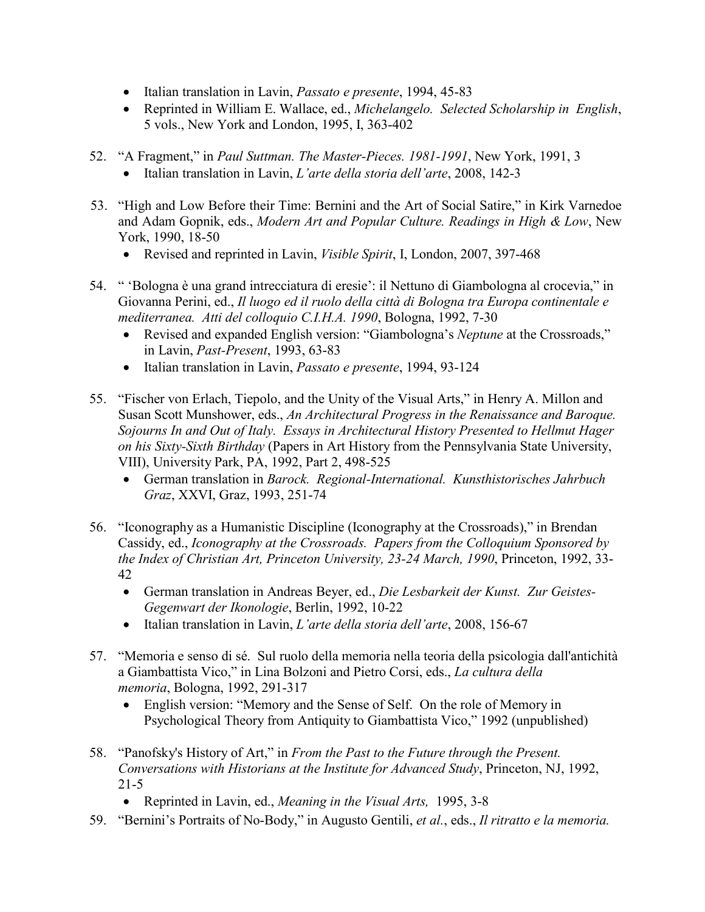- Italian translation in Lavin, *Passato e presente*, 1994, 45-83
- Reprinted in William E. Wallace, ed., *Michelangelo. Selected Scholarship in English*, 5 vols., New York and London, 1995, I, 363-402

52. "A Fragment," in *Paul Suttman. The Master-Pieces. 1981-1991*, New York, 1991, 3
    - Italian translation in Lavin, *L'arte della storia dell'arte*, 2008, 142-3

53. "High and Low Before their Time: Bernini and the Art of Social Satire," in Kirk Varnedoe and Adam Gopnik, eds., *Modern Art and Popular Culture. Readings in High & Low*, New York, 1990, 18-50
    - Revised and reprinted in Lavin, *Visible Spirit*, I, London, 2007, 397-468

54. " 'Bologna è una grand intrecciatura di eresie': il Nettuno di Giambologna al crocevia," in Giovanna Perini, ed., *Il luogo ed il ruolo della città di Bologna tra Europa continentale e mediterranea. Atti del colloquio C.I.H.A. 1990*, Bologna, 1992, 7-30
    - Revised and expanded English version: "Giambologna's *Neptune* at the Crossroads," in Lavin, *Past-Present*, 1993, 63-83
    - Italian translation in Lavin, *Passato e presente*, 1994, 93-124

55. "Fischer von Erlach, Tiepolo, and the Unity of the Visual Arts," in Henry A. Millon and Susan Scott Munshower, eds., *An Architectural Progress in the Renaissance and Baroque. Sojourns In and Out of Italy. Essays in Architectural History Presented to Hellmut Hager on his Sixty-Sixth Birthday* (Papers in Art History from the Pennsylvania State University, VIII), University Park, PA, 1992, Part 2, 498-525
    - German translation in *Barock. Regional-International. Kunsthistorisches Jahrbuch Graz*, XXVI, Graz, 1993, 251-74

56. "Iconography as a Humanistic Discipline (Iconography at the Crossroads)," in Brendan Cassidy, ed., *Iconography at the Crossroads. Papers from the Colloquium Sponsored by the Index of Christian Art, Princeton University, 23-24 March, 1990*, Princeton, 1992, 33-42
    - German translation in Andreas Beyer, ed., *Die Lesbarkeit der Kunst. Zur Geistes-Gegenwart der Ikonologie*, Berlin, 1992, 10-22
    - Italian translation in Lavin, *L'arte della storia dell'arte*, 2008, 156-67

57. "Memoria e senso di sé. Sul ruolo della memoria nella teoria della psicologia dall'antichità a Giambattista Vico," in Lina Bolzoni and Pietro Corsi, eds., *La cultura della memoria*, Bologna, 1992, 291-317
    - English version: "Memory and the Sense of Self. On the role of Memory in Psychological Theory from Antiquity to Giambattista Vico," 1992 (unpublished)

58. "Panofsky's History of Art," in *From the Past to the Future through the Present. Conversations with Historians at the Institute for Advanced Study*, Princeton, NJ, 1992, 21-5
    - Reprinted in Lavin, ed., *Meaning in the Visual Arts,* 1995, 3-8

59. "Bernini's Portraits of No-Body," in Augusto Gentili, *et al.*, eds., *Il ritratto e la memoria.*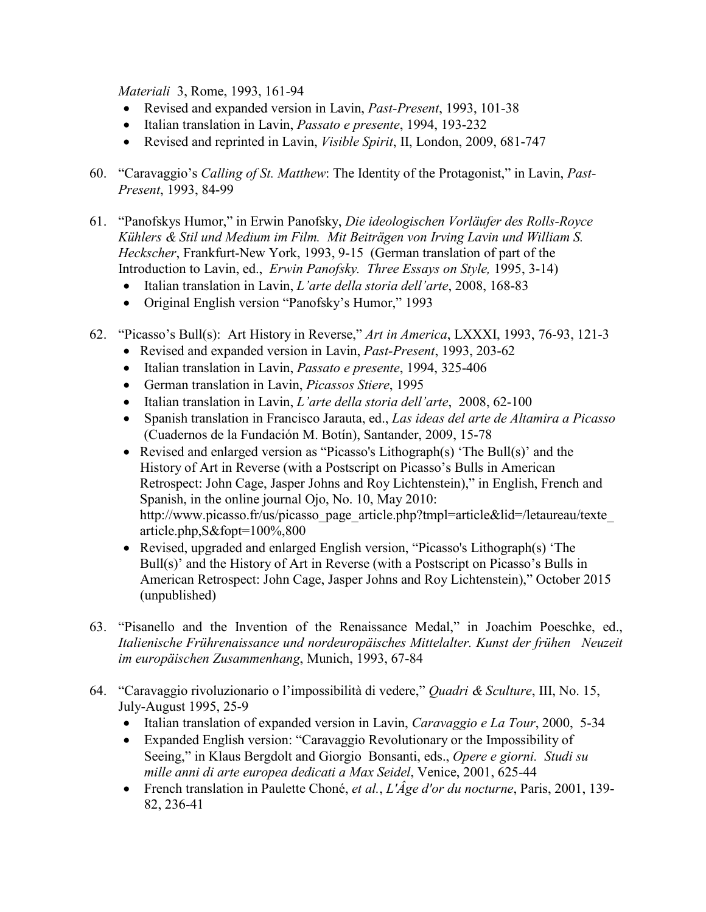*Materiali* 3, Rome, 1993, 161-94

- Revised and expanded version in Lavin, *Past-Present*, 1993, 101-38
- Italian translation in Lavin, *Passato e presente*, 1994, 193-232
- Revised and reprinted in Lavin, *Visible Spirit*, II, London, 2009, 681-747

60. "Caravaggio's *Calling of St. Matthew*: The Identity of the Protagonist," in Lavin, *Past-Present*, 1993, 84-99

61. "Panofskys Humor," in Erwin Panofsky, *Die ideologischen Vorläufer des Rolls-Royce Kühlers & Stil und Medium im Film. Mit Beiträgen von Irving Lavin und William S. Heckscher*, Frankfurt-New York, 1993, 9-15 (German translation of part of the Introduction to Lavin, ed., *Erwin Panofsky. Three Essays on Style,* 1995, 3-14)
    - Italian translation in Lavin, *L'arte della storia dell'arte*, 2008, 168-83
    - Original English version "Panofsky's Humor," 1993

62. "Picasso's Bull(s): Art History in Reverse," *Art in America*, LXXXI, 1993, 76-93, 121-3
    - Revised and expanded version in Lavin, *Past-Present*, 1993, 203-62
    - Italian translation in Lavin, *Passato e presente*, 1994, 325-406
    - German translation in Lavin, *Picassos Stiere*, 1995
    - Italian translation in Lavin, *L'arte della storia dell'arte*, 2008, 62-100
    - Spanish translation in Francisco Jarauta, ed., *Las ideas del arte de Altamira a Picasso* (Cuadernos de la Fundación M. Botín), Santander, 2009, 15-78
    - Revised and enlarged version as "Picasso's Lithograph(s) 'The Bull(s)' and the History of Art in Reverse (with a Postscript on Picasso's Bulls in American Retrospect: John Cage, Jasper Johns and Roy Lichtenstein)," in English, French and Spanish, in the online journal Ojo, No. 10, May 2010: http://www.picasso.fr/us/picasso_page_article.php?tmpl=article&lid=/letaureau/texte_article.php,S&fopt=100%,800
    - Revised, upgraded and enlarged English version, "Picasso's Lithograph(s) 'The Bull(s)' and the History of Art in Reverse (with a Postscript on Picasso's Bulls in American Retrospect: John Cage, Jasper Johns and Roy Lichtenstein)," October 2015 (unpublished)

63. "Pisanello and the Invention of the Renaissance Medal," in Joachim Poeschke, ed., *Italienische Frührenaissance und nordeuropäisches Mittelalter. Kunst der frühen Neuzeit im europäischen Zusammenhang*, Munich, 1993, 67-84

64. "Caravaggio rivoluzionario o l'impossibilità di vedere," *Quadri & Sculture*, III, No. 15, July-August 1995, 25-9
    - Italian translation of expanded version in Lavin, *Caravaggio e La Tour*, 2000, 5-34
    - Expanded English version: "Caravaggio Revolutionary or the Impossibility of Seeing," in Klaus Bergdolt and Giorgio Bonsanti, eds., *Opere e giorni. Studi su mille anni di arte europea dedicati a Max Seidel*, Venice, 2001, 625-44
    - French translation in Paulette Choné, *et al.*, *L'Âge d'or du nocturne*, Paris, 2001, 139-82, 236-41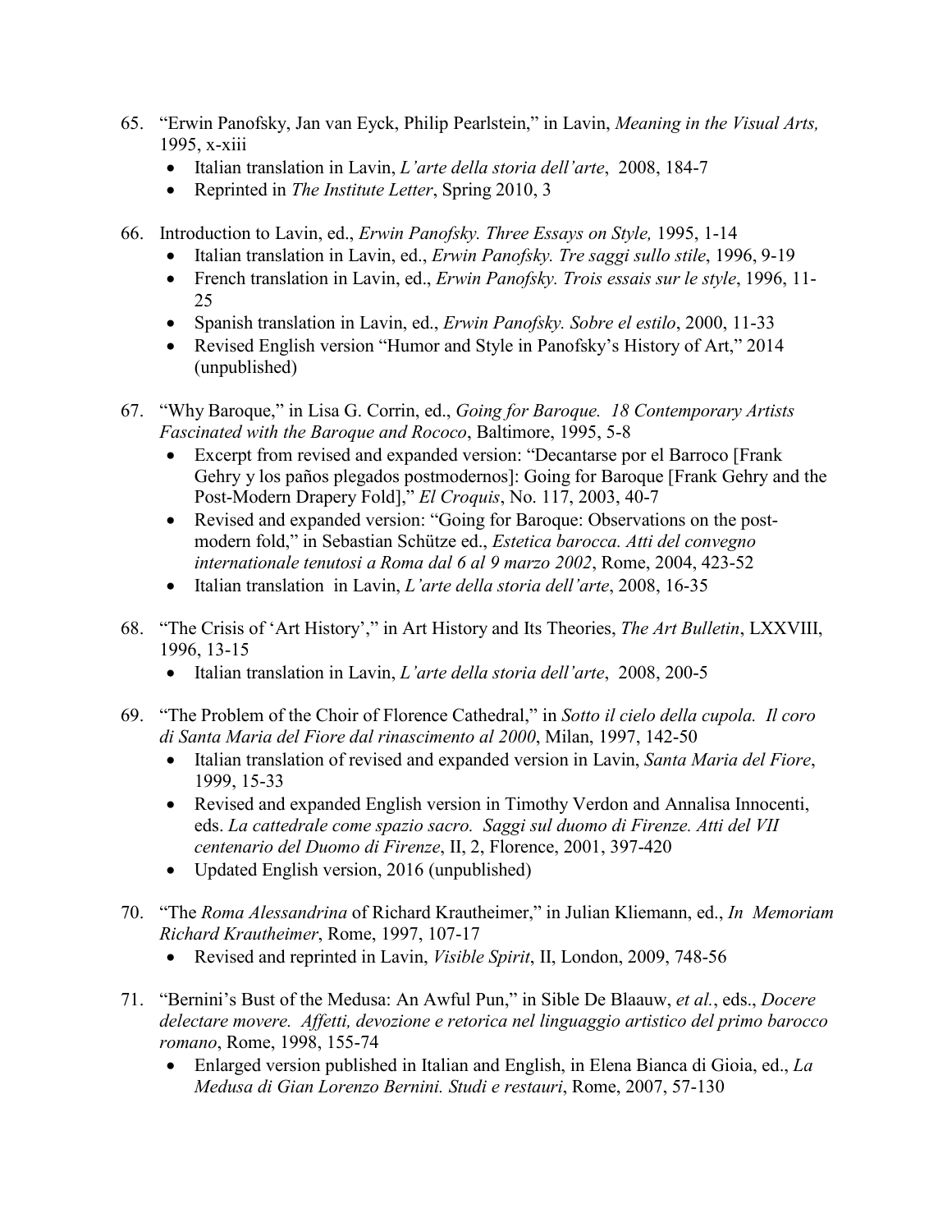65. "Erwin Panofsky, Jan van Eyck, Philip Pearlstein," in Lavin, *Meaning in the Visual Arts,* 1995, x-xiii
    - Italian translation in Lavin, *L'arte della storia dell'arte*, 2008, 184-7
    - Reprinted in *The Institute Letter*, Spring 2010, 3

66. Introduction to Lavin, ed., *Erwin Panofsky. Three Essays on Style,* 1995, 1-14
    - Italian translation in Lavin, ed., *Erwin Panofsky. Tre saggi sullo stile*, 1996, 9-19
    - French translation in Lavin, ed., *Erwin Panofsky. Trois essais sur le style*, 1996, 11-25
    - Spanish translation in Lavin, ed., *Erwin Panofsky. Sobre el estilo*, 2000, 11-33
    - Revised English version "Humor and Style in Panofsky's History of Art," 2014 (unpublished)

67. "Why Baroque," in Lisa G. Corrin, ed., *Going for Baroque. 18 Contemporary Artists Fascinated with the Baroque and Rococo*, Baltimore, 1995, 5-8
    - Excerpt from revised and expanded version: "Decantarse por el Barroco [Frank Gehry y los paños plegados postmodernos]: Going for Baroque [Frank Gehry and the Post-Modern Drapery Fold]," *El Croquis*, No. 117, 2003, 40-7
    - Revised and expanded version: "Going for Baroque: Observations on the post-modern fold," in Sebastian Schütze ed., *Estetica barocca. Atti del convegno internationale tenutosi a Roma dal 6 al 9 marzo 2002*, Rome, 2004, 423-52
    - Italian translation in Lavin, *L'arte della storia dell'arte*, 2008, 16-35

68. "The Crisis of 'Art History'," in Art History and Its Theories, *The Art Bulletin*, LXXVIII, 1996, 13-15
    - Italian translation in Lavin, *L'arte della storia dell'arte*, 2008, 200-5

69. "The Problem of the Choir of Florence Cathedral," in *Sotto il cielo della cupola. Il coro di Santa Maria del Fiore dal rinascimento al 2000*, Milan, 1997, 142-50
    - Italian translation of revised and expanded version in Lavin, *Santa Maria del Fiore*, 1999, 15-33
    - Revised and expanded English version in Timothy Verdon and Annalisa Innocenti, eds. *La cattedrale come spazio sacro. Saggi sul duomo di Firenze. Atti del VII centenario del Duomo di Firenze*, II, 2, Florence, 2001, 397-420
    - Updated English version, 2016 (unpublished)

70. "The *Roma Alessandrina* of Richard Krautheimer," in Julian Kliemann, ed., *In Memoriam Richard Krautheimer*, Rome, 1997, 107-17
    - Revised and reprinted in Lavin, *Visible Spirit*, II, London, 2009, 748-56

71. "Bernini's Bust of the Medusa: An Awful Pun," in Sible De Blaauw, *et al.*, eds., *Docere delectare movere. Affetti, devozione e retorica nel linguaggio artistico del primo barocco romano*, Rome, 1998, 155-74
    - Enlarged version published in Italian and English, in Elena Bianca di Gioia, ed., *La Medusa di Gian Lorenzo Bernini. Studi e restauri*, Rome, 2007, 57-130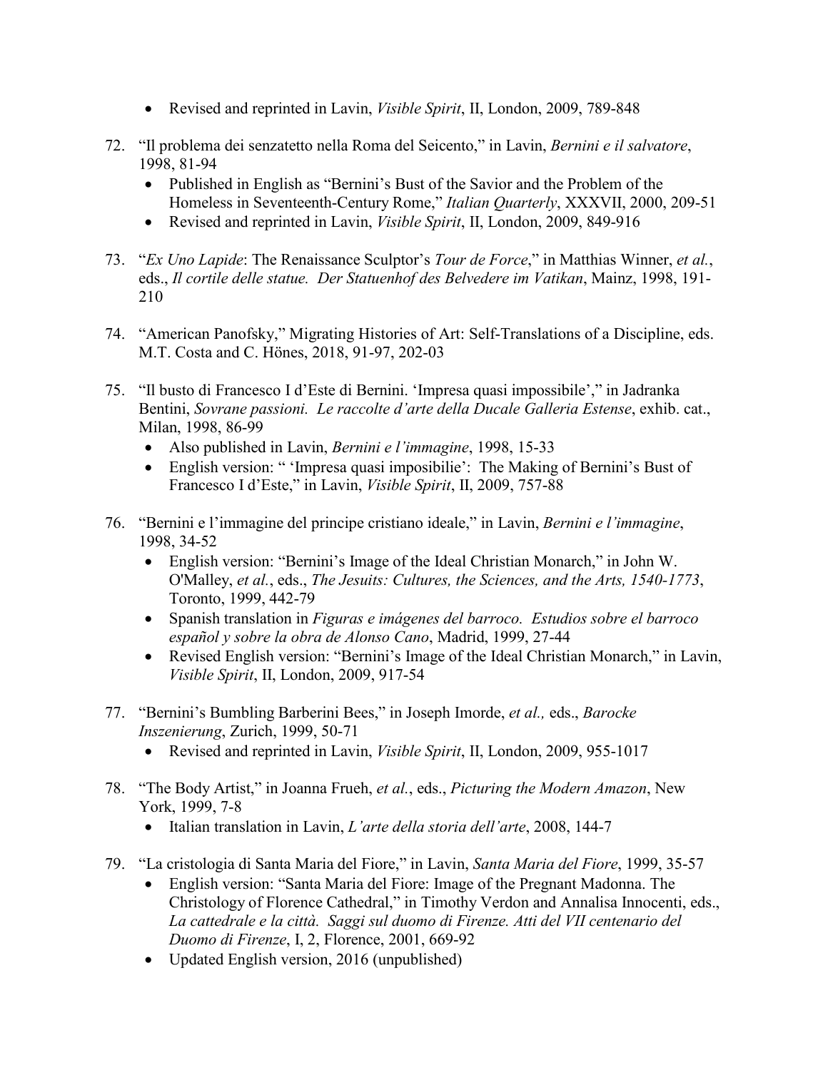- Revised and reprinted in Lavin, *Visible Spirit*, II, London, 2009, 789-848

72. "Il problema dei senzatetto nella Roma del Seicento," in Lavin, *Bernini e il salvatore*, 1998, 81-94
    - Published in English as "Bernini's Bust of the Savior and the Problem of the Homeless in Seventeenth-Century Rome," *Italian Quarterly*, XXXVII, 2000, 209-51
    - Revised and reprinted in Lavin, *Visible Spirit*, II, London, 2009, 849-916

73. "*Ex Uno Lapide*: The Renaissance Sculptor's *Tour de Force*," in Matthias Winner, *et al.*, eds., *Il cortile delle statue. Der Statuenhof des Belvedere im Vatikan*, Mainz, 1998, 191-210

74. "American Panofsky," Migrating Histories of Art: Self-Translations of a Discipline, eds. M.T. Costa and C. Hönes, 2018, 91-97, 202-03

75. "Il busto di Francesco I d'Este di Bernini. 'Impresa quasi impossibile'," in Jadranka Bentini, *Sovrane passioni. Le raccolte d'arte della Ducale Galleria Estense*, exhib. cat., Milan, 1998, 86-99
    - Also published in Lavin, *Bernini e l'immagine*, 1998, 15-33
    - English version: " 'Impresa quasi imposibilie': The Making of Bernini's Bust of Francesco I d'Este," in Lavin, *Visible Spirit*, II, 2009, 757-88

76. "Bernini e l'immagine del principe cristiano ideale," in Lavin, *Bernini e l'immagine*, 1998, 34-52
    - English version: "Bernini's Image of the Ideal Christian Monarch," in John W. O'Malley, *et al.*, eds., *The Jesuits: Cultures, the Sciences, and the Arts, 1540-1773*, Toronto, 1999, 442-79
    - Spanish translation in *Figuras e imágenes del barroco. Estudios sobre el barroco español y sobre la obra de Alonso Cano*, Madrid, 1999, 27-44
    - Revised English version: "Bernini's Image of the Ideal Christian Monarch," in Lavin, *Visible Spirit*, II, London, 2009, 917-54

77. "Bernini's Bumbling Barberini Bees," in Joseph Imorde, *et al.,* eds., *Barocke Inszenierung*, Zurich, 1999, 50-71
    - Revised and reprinted in Lavin, *Visible Spirit*, II, London, 2009, 955-1017

78. "The Body Artist," in Joanna Frueh, *et al.*, eds., *Picturing the Modern Amazon*, New York, 1999, 7-8
    - Italian translation in Lavin, *L'arte della storia dell'arte*, 2008, 144-7

79. "La cristologia di Santa Maria del Fiore," in Lavin, *Santa Maria del Fiore*, 1999, 35-57
    - English version: "Santa Maria del Fiore: Image of the Pregnant Madonna. The Christology of Florence Cathedral," in Timothy Verdon and Annalisa Innocenti, eds., *La cattedrale e la città. Saggi sul duomo di Firenze. Atti del VII centenario del Duomo di Firenze*, I, 2, Florence, 2001, 669-92
    - Updated English version, 2016 (unpublished)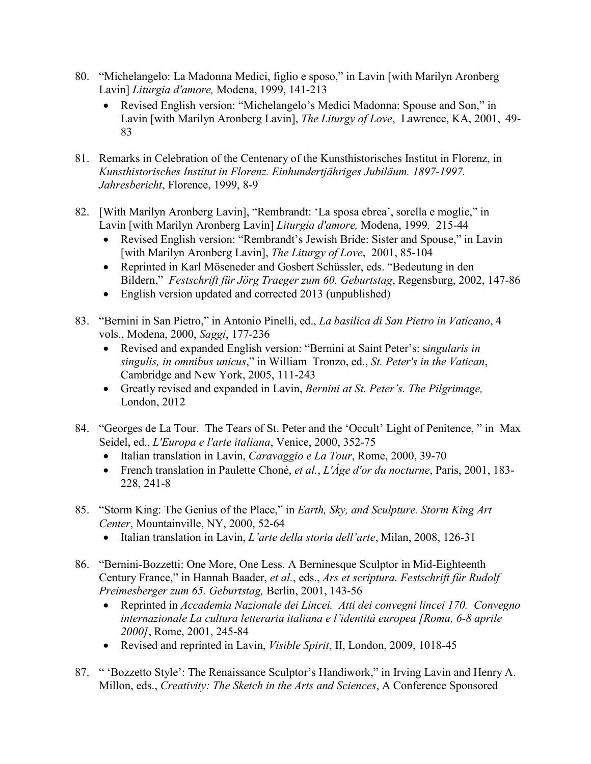80. "Michelangelo: La Madonna Medici, figlio e sposo," in Lavin [with Marilyn Aronberg Lavin] *Liturgia d'amore,* Modena, 1999, 141-213
    - Revised English version: "Michelangelo's Medici Madonna: Spouse and Son," in Lavin [with Marilyn Aronberg Lavin], *The Liturgy of Love*, Lawrence, KA, 2001, 49-83

81. Remarks in Celebration of the Centenary of the Kunsthistorisches Institut in Florenz, in *Kunsthistorisches Institut in Florenz. Einhundertjähriges Jubiläum. 1897-1997. Jahresbericht*, Florence, 1999, 8-9

82. [With Marilyn Aronberg Lavin], "Rembrandt: 'La sposa ebrea', sorella e moglie," in Lavin [with Marilyn Aronberg Lavin] *Liturgia d'amore,* Modena, 1999*,* 215-44
    - Revised English version: "Rembrandt's Jewish Bride: Sister and Spouse," in Lavin [with Marilyn Aronberg Lavin], *The Liturgy of Love*, 2001, 85-104
    - Reprinted in Karl Möseneder and Gosbert Schüssler, eds. "Bedeutung in den Bildern," *Festschrift für Jörg Traeger zum 60. Geburtstag*, Regensburg, 2002, 147-86
    - English version updated and corrected 2013 (unpublished)

83. "Bernini in San Pietro," in Antonio Pinelli, ed., *La basilica di San Pietro in Vaticano*, 4 vols., Modena, 2000, *Saggi*, 177-236
    - Revised and expanded English version: "Bernini at Saint Peter's: s*ingularis in singulis, in omnibus unicus*," in William Tronzo, ed., *St. Peter's in the Vatican*, Cambridge and New York, 2005, 111-243
    - Greatly revised and expanded in Lavin, *Bernini at St. Peter's. The Pilgrimage,* London, 2012

84. "Georges de La Tour. The Tears of St. Peter and the 'Occult' Light of Penitence, " in Max Seidel, ed., *L'Europa e l'arte italiana*, Venice, 2000, 352-75
    - Italian translation in Lavin, *Caravaggio e La Tour*, Rome, 2000, 39-70
    - French translation in Paulette Choné, *et al.*, *L'Âge d'or du nocturne*, Paris, 2001, 183-228, 241-8

85. "Storm King: The Genius of the Place," in *Earth, Sky, and Sculpture. Storm King Art Center*, Mountainville, NY, 2000, 52-64
    - Italian translation in Lavin, *L'arte della storia dell'arte*, Milan, 2008, 126-31

86. "Bernini-Bozzetti: One More, One Less. A Berninesque Sculptor in Mid-Eighteenth Century France," in Hannah Baader, *et al.*, eds., *Ars et scriptura. Festschrift für Rudolf Preimesberger zum 65. Geburtstag,* Berlin, 2001, 143-56
    - Reprinted in *Accademia Nazionale dei Lincei. Atti dei convegni lincei 170. Convegno internazionale La cultura letteraria italiana e l'identità europea [Roma, 6-8 aprile 2000]*, Rome, 2001, 245-84
    - Revised and reprinted in Lavin, *Visible Spirit*, II, London, 2009, 1018-45

87. " 'Bozzetto Style': The Renaissance Sculptor's Handiwork," in Irving Lavin and Henry A. Millon, eds., *Creativity: The Sketch in the Arts and Sciences*, A Conference Sponsored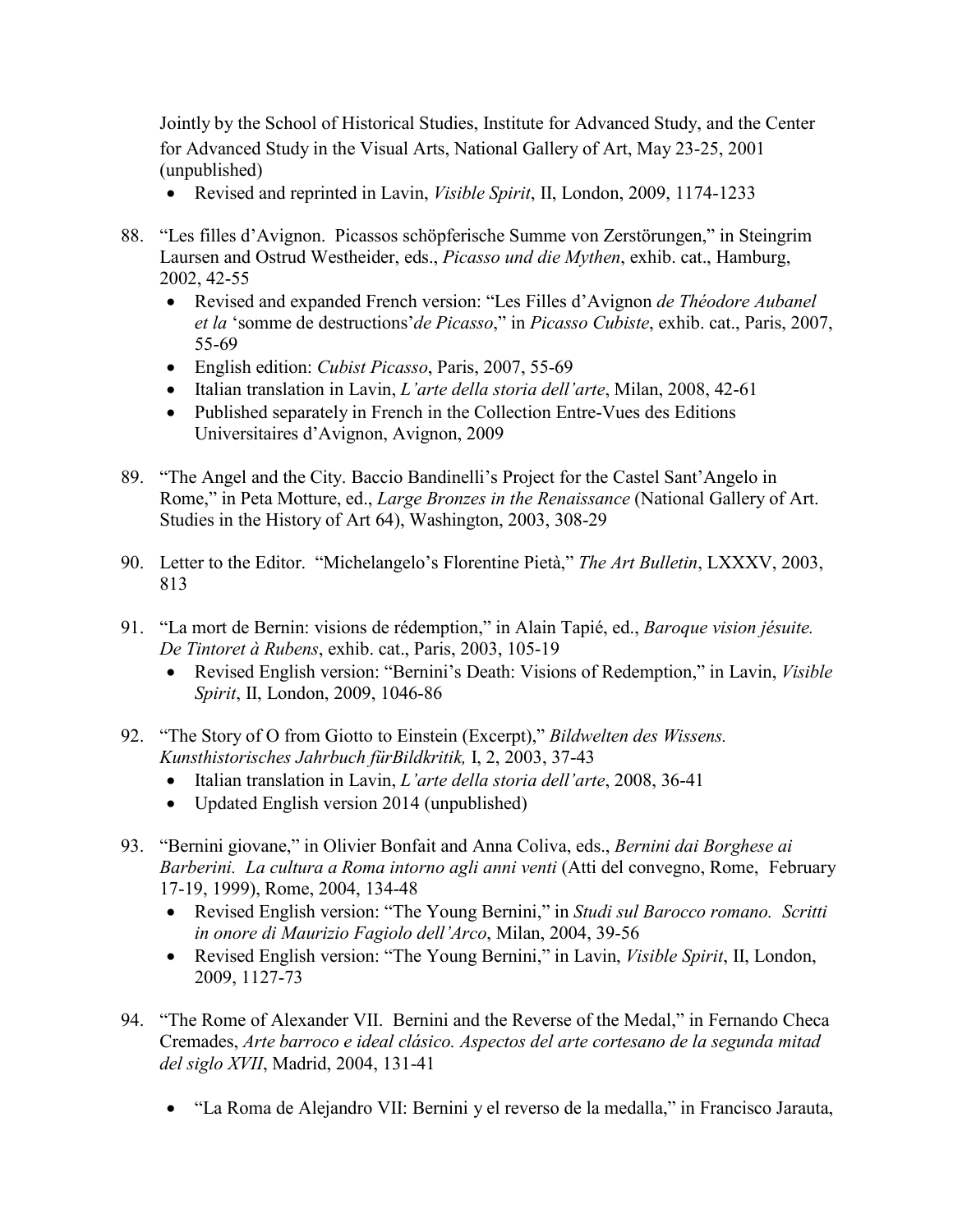Jointly by the School of Historical Studies, Institute for Advanced Study, and the Center for Advanced Study in the Visual Arts, National Gallery of Art, May 23-25, 2001 (unpublished)

- Revised and reprinted in Lavin, *Visible Spirit*, II, London, 2009, 1174-1233

88. "Les filles d'Avignon. Picassos schöpferische Summe von Zerstörungen," in Steingrim Laursen and Ostrud Westheider, eds., *Picasso und die Mythen*, exhib. cat., Hamburg, 2002, 42-55
    - Revised and expanded French version: "Les Filles d'Avignon *de Théodore Aubanel et la* 'somme de destructions'*de Picasso*," in *Picasso Cubiste*, exhib. cat., Paris, 2007, 55-69
    - English edition: *Cubist Picasso*, Paris, 2007, 55-69
    - Italian translation in Lavin, *L'arte della storia dell'arte*, Milan, 2008, 42-61
    - Published separately in French in the Collection Entre-Vues des Editions Universitaires d'Avignon, Avignon, 2009

89. "The Angel and the City. Baccio Bandinelli's Project for the Castel Sant'Angelo in Rome," in Peta Motture, ed., *Large Bronzes in the Renaissance* (National Gallery of Art. Studies in the History of Art 64), Washington, 2003, 308-29

90. Letter to the Editor. "Michelangelo's Florentine Pietà," *The Art Bulletin*, LXXXV, 2003, 813

91. "La mort de Bernin: visions de rédemption," in Alain Tapié, ed., *Baroque vision jésuite. De Tintoret à Rubens*, exhib. cat., Paris, 2003, 105-19
    - Revised English version: "Bernini's Death: Visions of Redemption," in Lavin, *Visible Spirit*, II, London, 2009, 1046-86

92. "The Story of O from Giotto to Einstein (Excerpt)," *Bildwelten des Wissens. Kunsthistorisches Jahrbuch fürBildkritik,* I, 2, 2003, 37-43
    - Italian translation in Lavin, *L'arte della storia dell'arte*, 2008, 36-41
    - Updated English version 2014 (unpublished)

93. "Bernini giovane," in Olivier Bonfait and Anna Coliva, eds., *Bernini dai Borghese ai Barberini. La cultura a Roma intorno agli anni venti* (Atti del convegno, Rome, February 17-19, 1999), Rome, 2004, 134-48
    - Revised English version: "The Young Bernini," in *Studi sul Barocco romano. Scritti in onore di Maurizio Fagiolo dell'Arco*, Milan, 2004, 39-56
    - Revised English version: "The Young Bernini," in Lavin, *Visible Spirit*, II, London, 2009, 1127-73

94. "The Rome of Alexander VII. Bernini and the Reverse of the Medal," in Fernando Checa Cremades, *Arte barroco e ideal clásico. Aspectos del arte cortesano de la segunda mitad del siglo XVII*, Madrid, 2004, 131-41

    - "La Roma de Alejandro VII: Bernini y el reverso de la medalla," in Francisco Jarauta,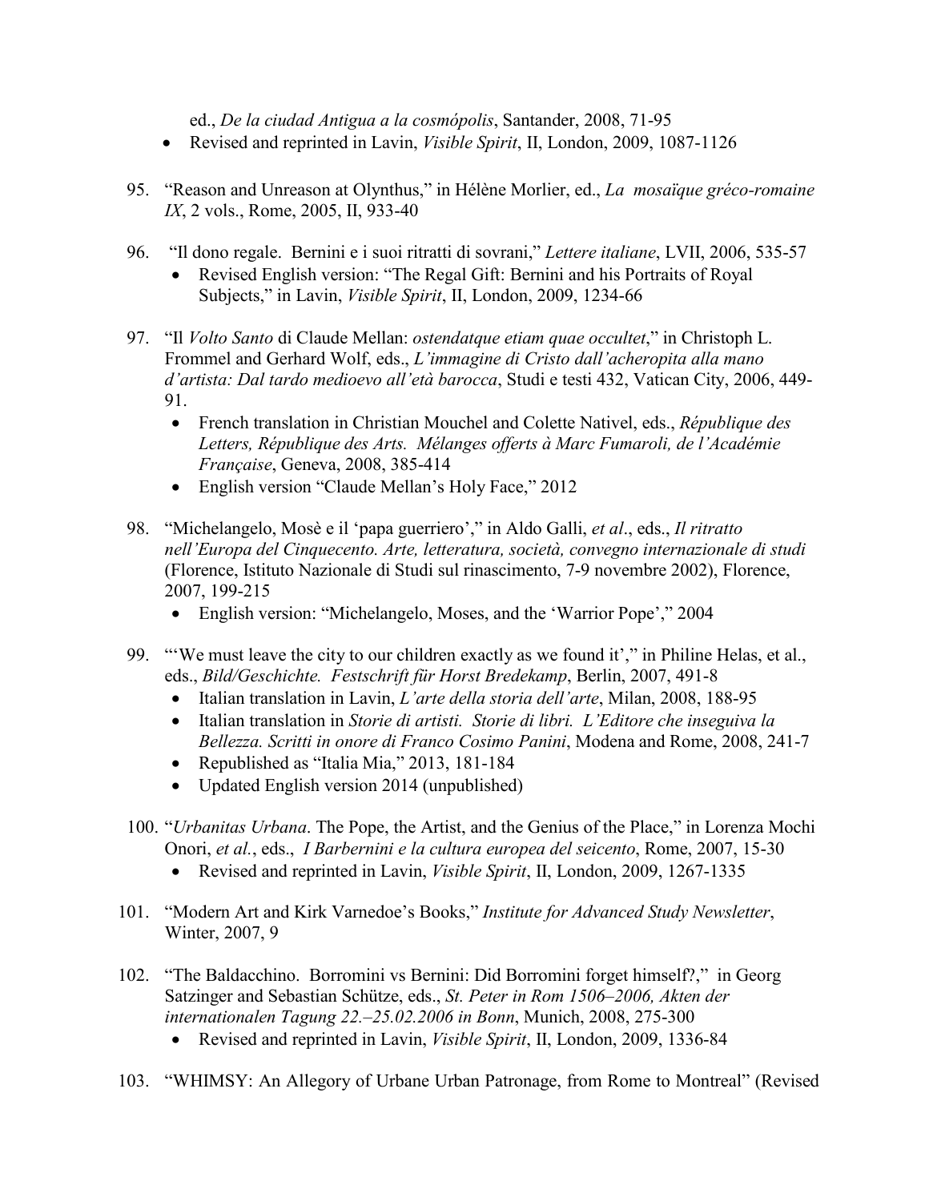ed., *De la ciudad Antigua a la cosmópolis*, Santander, 2008, 71-95

- Revised and reprinted in Lavin, *Visible Spirit*, II, London, 2009, 1087-1126

95. "Reason and Unreason at Olynthus," in Hélène Morlier, ed., *La mosaïque gréco-romaine IX*, 2 vols., Rome, 2005, II, 933-40

96. "Il dono regale. Bernini e i suoi ritratti di sovrani," *Lettere italiane*, LVII, 2006, 535-57
    - Revised English version: "The Regal Gift: Bernini and his Portraits of Royal Subjects," in Lavin, *Visible Spirit*, II, London, 2009, 1234-66

97. "Il *Volto Santo* di Claude Mellan: *ostendatque etiam quae occultet*," in Christoph L. Frommel and Gerhard Wolf, eds., *L'immagine di Cristo dall'acheropita alla mano d'artista: Dal tardo medioevo all'età barocca*, Studi e testi 432, Vatican City, 2006, 449-91.
    - French translation in Christian Mouchel and Colette Nativel, eds., *République des Letters, République des Arts. Mélanges offerts à Marc Fumaroli, de l'Académie Française*, Geneva, 2008, 385-414
    - English version "Claude Mellan's Holy Face," 2012

98. "Michelangelo, Mosè e il 'papa guerriero'," in Aldo Galli, *et al*., eds., *Il ritratto nell'Europa del Cinquecento. Arte, letteratura, società, convegno internazionale di studi* (Florence, Istituto Nazionale di Studi sul rinascimento, 7-9 novembre 2002), Florence, 2007, 199-215
    - English version: "Michelangelo, Moses, and the 'Warrior Pope'," 2004

99. "'We must leave the city to our children exactly as we found it'," in Philine Helas, et al., eds., *Bild/Geschichte. Festschrift für Horst Bredekamp*, Berlin, 2007, 491-8
    - Italian translation in Lavin, *L'arte della storia dell'arte*, Milan, 2008, 188-95
    - Italian translation in *Storie di artisti. Storie di libri. L'Editore che inseguiva la Bellezza. Scritti in onore di Franco Cosimo Panini*, Modena and Rome, 2008, 241-7
    - Republished as "Italia Mia," 2013, 181-184
    - Updated English version 2014 (unpublished)

100. "*Urbanitas Urbana*. The Pope, the Artist, and the Genius of the Place," in Lorenza Mochi Onori, *et al.*, eds., *I Barbernini e la cultura europea del seicento*, Rome, 2007, 15-30
    - Revised and reprinted in Lavin, *Visible Spirit*, II, London, 2009, 1267-1335

101. "Modern Art and Kirk Varnedoe's Books," *Institute for Advanced Study Newsletter*, Winter, 2007, 9

102. "The Baldacchino. Borromini vs Bernini: Did Borromini forget himself?," in Georg Satzinger and Sebastian Schütze, eds., *St. Peter in Rom 1506–2006, Akten der internationalen Tagung 22.–25.02.2006 in Bonn*, Munich, 2008, 275-300
    - Revised and reprinted in Lavin, *Visible Spirit*, II, London, 2009, 1336-84

103. "WHIMSY: An Allegory of Urbane Urban Patronage, from Rome to Montreal" (Revised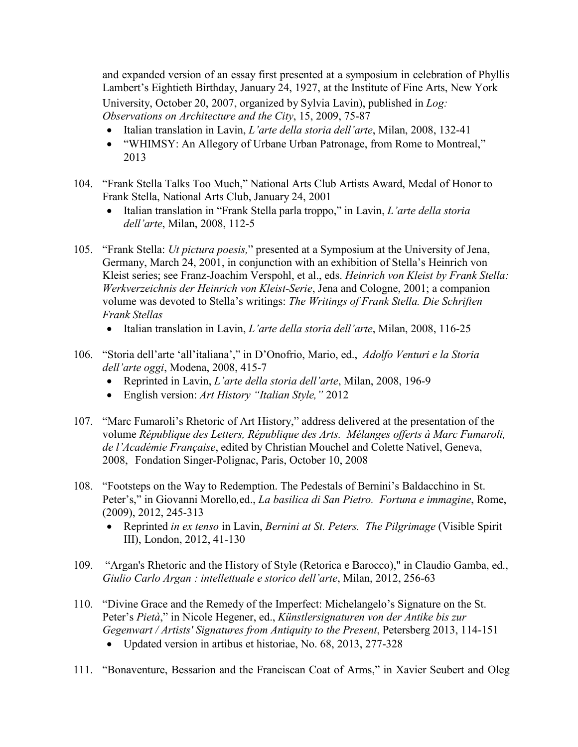and expanded version of an essay first presented at a symposium in celebration of Phyllis Lambert's Eightieth Birthday, January 24, 1927, at the Institute of Fine Arts, New York University, October 20, 2007, organized by Sylvia Lavin), published in *Log: Observations on Architecture and the City*, 15, 2009, 75-87

- Italian translation in Lavin, *L'arte della storia dell'arte*, Milan, 2008, 132-41
- "WHIMSY: An Allegory of Urbane Urban Patronage, from Rome to Montreal," 2013

104. "Frank Stella Talks Too Much," National Arts Club Artists Award, Medal of Honor to Frank Stella, National Arts Club, January 24, 2001
    - Italian translation in "Frank Stella parla troppo," in Lavin, *L'arte della storia dell'arte*, Milan, 2008, 112-5

105. "Frank Stella: *Ut pictura poesis,*" presented at a Symposium at the University of Jena, Germany, March 24, 2001, in conjunction with an exhibition of Stella's Heinrich von Kleist series; see Franz-Joachim Verspohl, et al., eds. *Heinrich von Kleist by Frank Stella: Werkverzeichnis der Heinrich von Kleist-Serie*, Jena and Cologne, 2001; a companion volume was devoted to Stella's writings: *The Writings of Frank Stella. Die Schriften Frank Stellas*
    - Italian translation in Lavin, *L'arte della storia dell'arte*, Milan, 2008, 116-25

106. "Storia dell'arte 'all'italiana'," in D'Onofrio, Mario, ed., *Adolfo Venturi e la Storia dell'arte oggi*, Modena, 2008, 415-7
    - Reprinted in Lavin, *L'arte della storia dell'arte*, Milan, 2008, 196-9
    - English version: *Art History "Italian Style,"* 2012

107. "Marc Fumaroli's Rhetoric of Art History," address delivered at the presentation of the volume *République des Letters, République des Arts. Mélanges offerts à Marc Fumaroli, de l'Académie Française*, edited by Christian Mouchel and Colette Nativel, Geneva, 2008, Fondation Singer-Polignac, Paris, October 10, 2008

108. "Footsteps on the Way to Redemption. The Pedestals of Bernini's Baldacchino in St. Peter's," in Giovanni Morello, ed., *La basilica di San Pietro. Fortuna e immagine*, Rome, (2009), 2012, 245-313
    - Reprinted *in ex tenso* in Lavin, *Bernini at St. Peters. The Pilgrimage* (Visible Spirit III), London, 2012, 41-130

109. "Argan's Rhetoric and the History of Style (Retorica e Barocco)," in Claudio Gamba, ed., *Giulio Carlo Argan : intellettuale e storico dell'arte*, Milan, 2012, 256-63

110. "Divine Grace and the Remedy of the Imperfect: Michelangelo's Signature on the St. Peter's *Pietà*," in Nicole Hegener, ed., *Künstlersignaturen von der Antike bis zur Gegenwart / Artists' Signatures from Antiquity to the Present*, Petersberg 2013, 114-151
    - Updated version in artibus et historiae, No. 68, 2013, 277-328

111. "Bonaventure, Bessarion and the Franciscan Coat of Arms," in Xavier Seubert and Oleg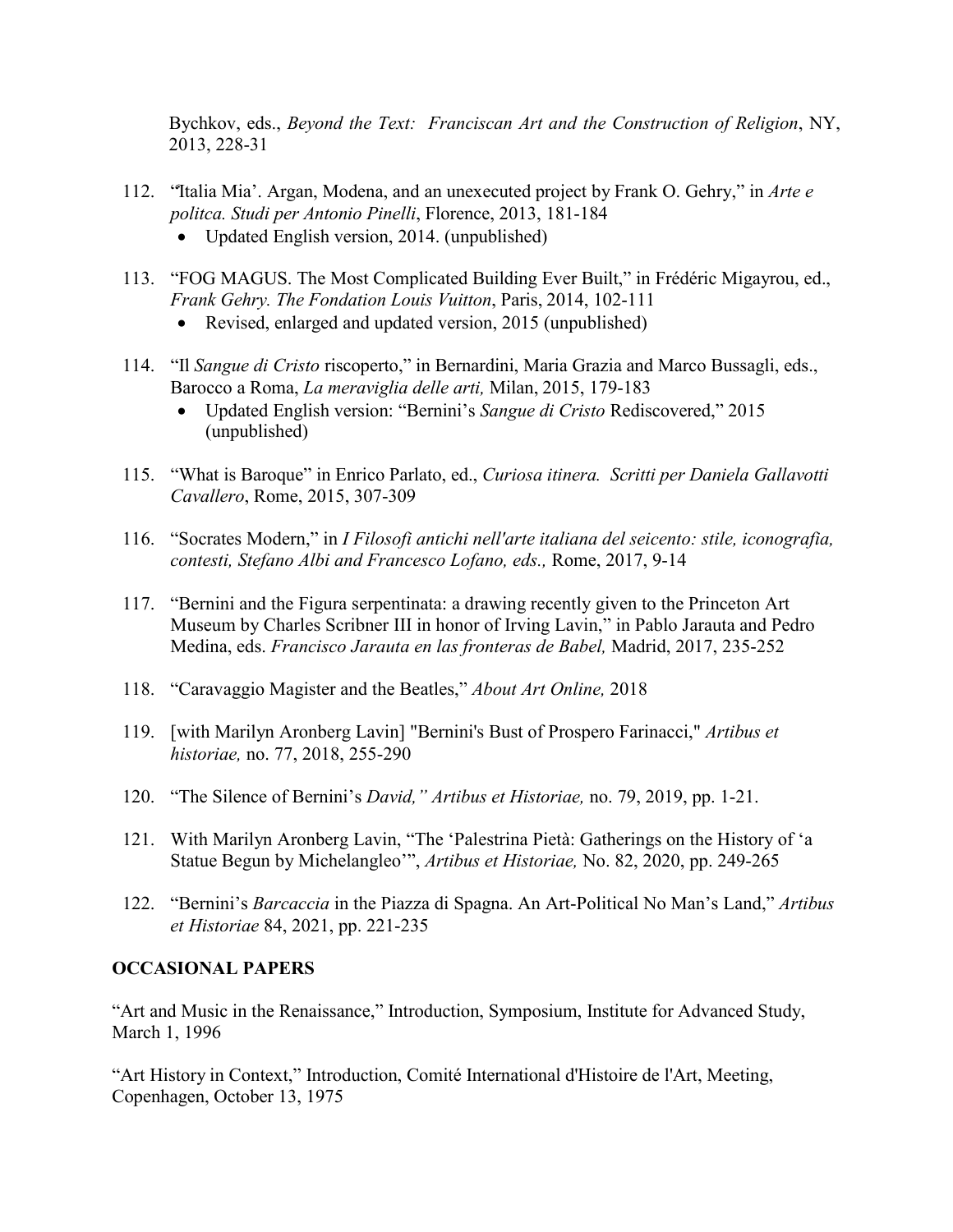Bychkov, eds., *Beyond the Text: Franciscan Art and the Construction of Religion*, NY, 2013, 228-31

112. "'Italia Mia'. Argan, Modena, and an unexecuted project by Frank O. Gehry," in *Arte e politca. Studi per Antonio Pinelli*, Florence, 2013, 181-184
    - Updated English version, 2014. (unpublished)

113. "FOG MAGUS. The Most Complicated Building Ever Built," in Frédéric Migayrou, ed., *Frank Gehry. The Fondation Louis Vuitton*, Paris, 2014, 102-111
    - Revised, enlarged and updated version, 2015 (unpublished)

114. "Il *Sangue di Cristo* riscoperto," in Bernardini, Maria Grazia and Marco Bussagli, eds., Barocco a Roma, *La meraviglia delle arti,* Milan, 2015, 179-183
    - Updated English version: "Bernini's *Sangue di Cristo* Rediscovered," 2015 (unpublished)

115. "What is Baroque" in Enrico Parlato, ed., *Curiosa itinera. Scritti per Daniela Gallavotti Cavallero*, Rome, 2015, 307-309

116. "Socrates Modern," in *I Filosofi antichi nell'arte italiana del seicento: stile, iconografia, contesti, Stefano Albi and Francesco Lofano, eds.,* Rome, 2017, 9-14

117. "Bernini and the Figura serpentinata: a drawing recently given to the Princeton Art Museum by Charles Scribner III in honor of Irving Lavin," in Pablo Jarauta and Pedro Medina, eds. *Francisco Jarauta en las fronteras de Babel,* Madrid, 2017, 235-252

118. "Caravaggio Magister and the Beatles," *About Art Online,* 2018

119. [with Marilyn Aronberg Lavin] "Bernini's Bust of Prospero Farinacci," *Artibus et historiae,* no. 77, 2018, 255-290

120. "The Silence of Bernini's *David,"* *Artibus et Historiae,* no. 79, 2019, pp. 1-21.

121. With Marilyn Aronberg Lavin, "The 'Palestrina Pietà: Gatherings on the History of 'a Statue Begun by Michelangleo'", *Artibus et Historiae,* No. 82, 2020, pp. 249-265

122. "Bernini's *Barcaccia* in the Piazza di Spagna. An Art-Political No Man's Land," *Artibus et Historiae* 84, 2021, pp. 221-235

## OCCASIONAL PAPERS

"Art and Music in the Renaissance," Introduction, Symposium, Institute for Advanced Study, March 1, 1996

"Art History in Context," Introduction, Comité International d'Histoire de l'Art, Meeting, Copenhagen, October 13, 1975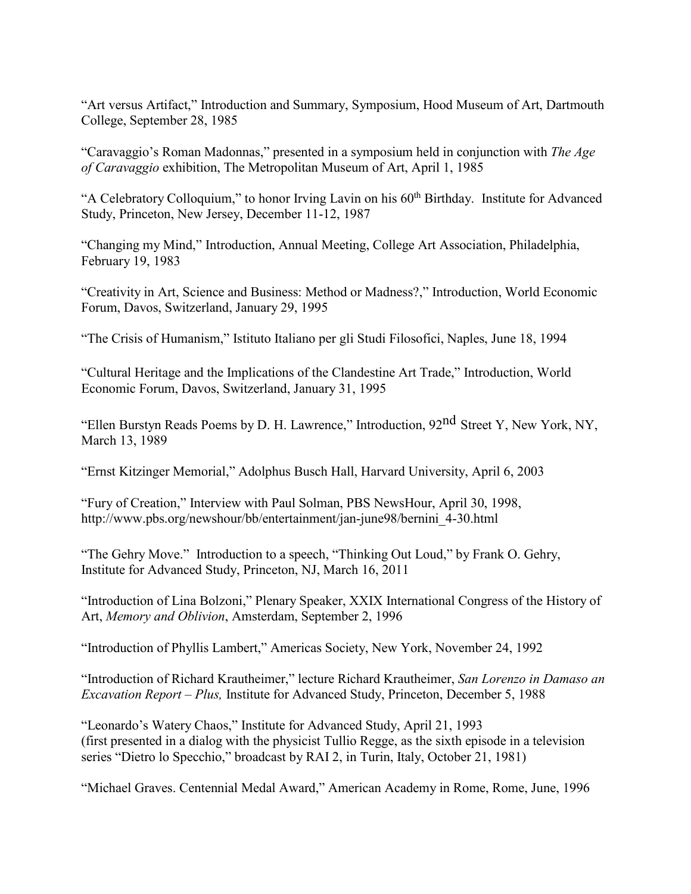"Art versus Artifact," Introduction and Summary, Symposium, Hood Museum of Art, Dartmouth College, September 28, 1985

"Caravaggio's Roman Madonnas," presented in a symposium held in conjunction with *The Age of Caravaggio* exhibition, The Metropolitan Museum of Art, April 1, 1985

"A Celebratory Colloquium," to honor Irving Lavin on his 60th Birthday. Institute for Advanced Study, Princeton, New Jersey, December 11-12, 1987

"Changing my Mind," Introduction, Annual Meeting, College Art Association, Philadelphia, February 19, 1983

"Creativity in Art, Science and Business: Method or Madness?," Introduction, World Economic Forum, Davos, Switzerland, January 29, 1995

"The Crisis of Humanism," Istituto Italiano per gli Studi Filosofici, Naples, June 18, 1994

"Cultural Heritage and the Implications of the Clandestine Art Trade," Introduction, World Economic Forum, Davos, Switzerland, January 31, 1995

"Ellen Burstyn Reads Poems by D. H. Lawrence," Introduction, 92nd Street Y, New York, NY, March 13, 1989

"Ernst Kitzinger Memorial," Adolphus Busch Hall, Harvard University, April 6, 2003

"Fury of Creation," Interview with Paul Solman, PBS NewsHour, April 30, 1998, http://www.pbs.org/newshour/bb/entertainment/jan-june98/bernini_4-30.html

"The Gehry Move." Introduction to a speech, "Thinking Out Loud," by Frank O. Gehry, Institute for Advanced Study, Princeton, NJ, March 16, 2011

"Introduction of Lina Bolzoni," Plenary Speaker, XXIX International Congress of the History of Art, *Memory and Oblivion*, Amsterdam, September 2, 1996

"Introduction of Phyllis Lambert," Americas Society, New York, November 24, 1992

"Introduction of Richard Krautheimer," lecture Richard Krautheimer, *San Lorenzo in Damaso an Excavation Report – Plus,* Institute for Advanced Study, Princeton, December 5, 1988

"Leonardo's Watery Chaos," Institute for Advanced Study, April 21, 1993
(first presented in a dialog with the physicist Tullio Regge, as the sixth episode in a television series "Dietro lo Specchio," broadcast by RAI 2, in Turin, Italy, October 21, 1981)

"Michael Graves. Centennial Medal Award," American Academy in Rome, Rome, June, 1996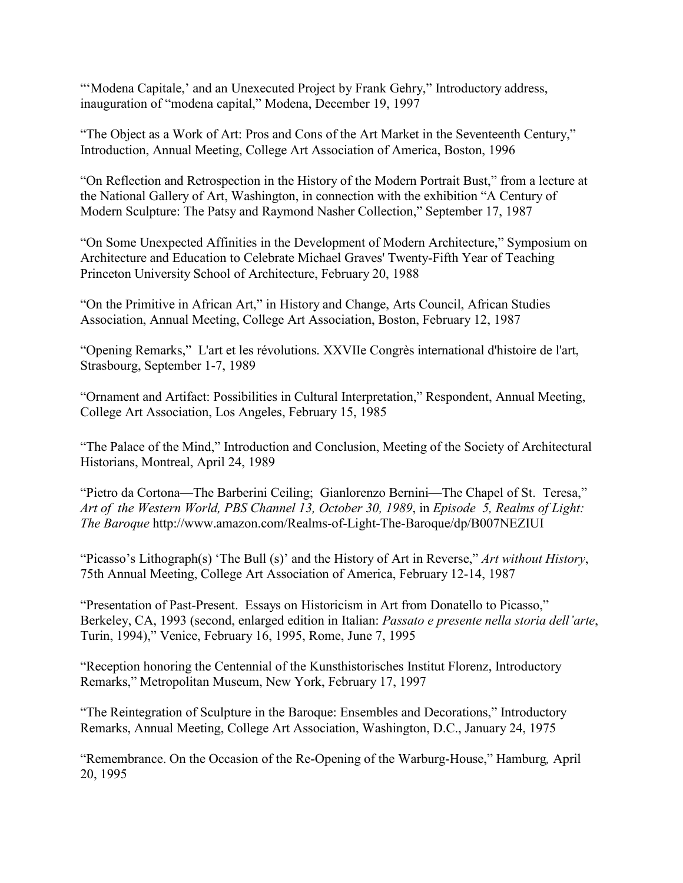"'Modena Capitale,' and an Unexecuted Project by Frank Gehry," Introductory address, inauguration of "modena capital," Modena, December 19, 1997

"The Object as a Work of Art: Pros and Cons of the Art Market in the Seventeenth Century," Introduction, Annual Meeting, College Art Association of America, Boston, 1996

"On Reflection and Retrospection in the History of the Modern Portrait Bust," from a lecture at the National Gallery of Art, Washington, in connection with the exhibition "A Century of Modern Sculpture: The Patsy and Raymond Nasher Collection," September 17, 1987

"On Some Unexpected Affinities in the Development of Modern Architecture," Symposium on Architecture and Education to Celebrate Michael Graves' Twenty-Fifth Year of Teaching Princeton University School of Architecture, February 20, 1988

"On the Primitive in African Art," in History and Change, Arts Council, African Studies Association, Annual Meeting, College Art Association, Boston, February 12, 1987

"Opening Remarks," L'art et les révolutions. XXVIIe Congrès international d'histoire de l'art, Strasbourg, September 1-7, 1989

"Ornament and Artifact: Possibilities in Cultural Interpretation," Respondent, Annual Meeting, College Art Association, Los Angeles, February 15, 1985

"The Palace of the Mind," Introduction and Conclusion, Meeting of the Society of Architectural Historians, Montreal, April 24, 1989

"Pietro da Cortona—The Barberini Ceiling; Gianlorenzo Bernini—The Chapel of St. Teresa," *Art of the Western World, PBS Channel 13, October 30, 1989*, in *Episode 5, Realms of Light: The Baroque* http://www.amazon.com/Realms-of-Light-The-Baroque/dp/B007NEZIUI

"Picasso's Lithograph(s) 'The Bull (s)' and the History of Art in Reverse," *Art without History*, 75th Annual Meeting, College Art Association of America, February 12-14, 1987

"Presentation of Past-Present. Essays on Historicism in Art from Donatello to Picasso," Berkeley, CA, 1993 (second, enlarged edition in Italian: *Passato e presente nella storia dell'arte*, Turin, 1994)," Venice, February 16, 1995, Rome, June 7, 1995

"Reception honoring the Centennial of the Kunsthistorisches Institut Florenz, Introductory Remarks," Metropolitan Museum, New York, February 17, 1997

"The Reintegration of Sculpture in the Baroque: Ensembles and Decorations," Introductory Remarks, Annual Meeting, College Art Association, Washington, D.C., January 24, 1975

"Remembrance. On the Occasion of the Re-Opening of the Warburg-House," Hamburg*,* April 20, 1995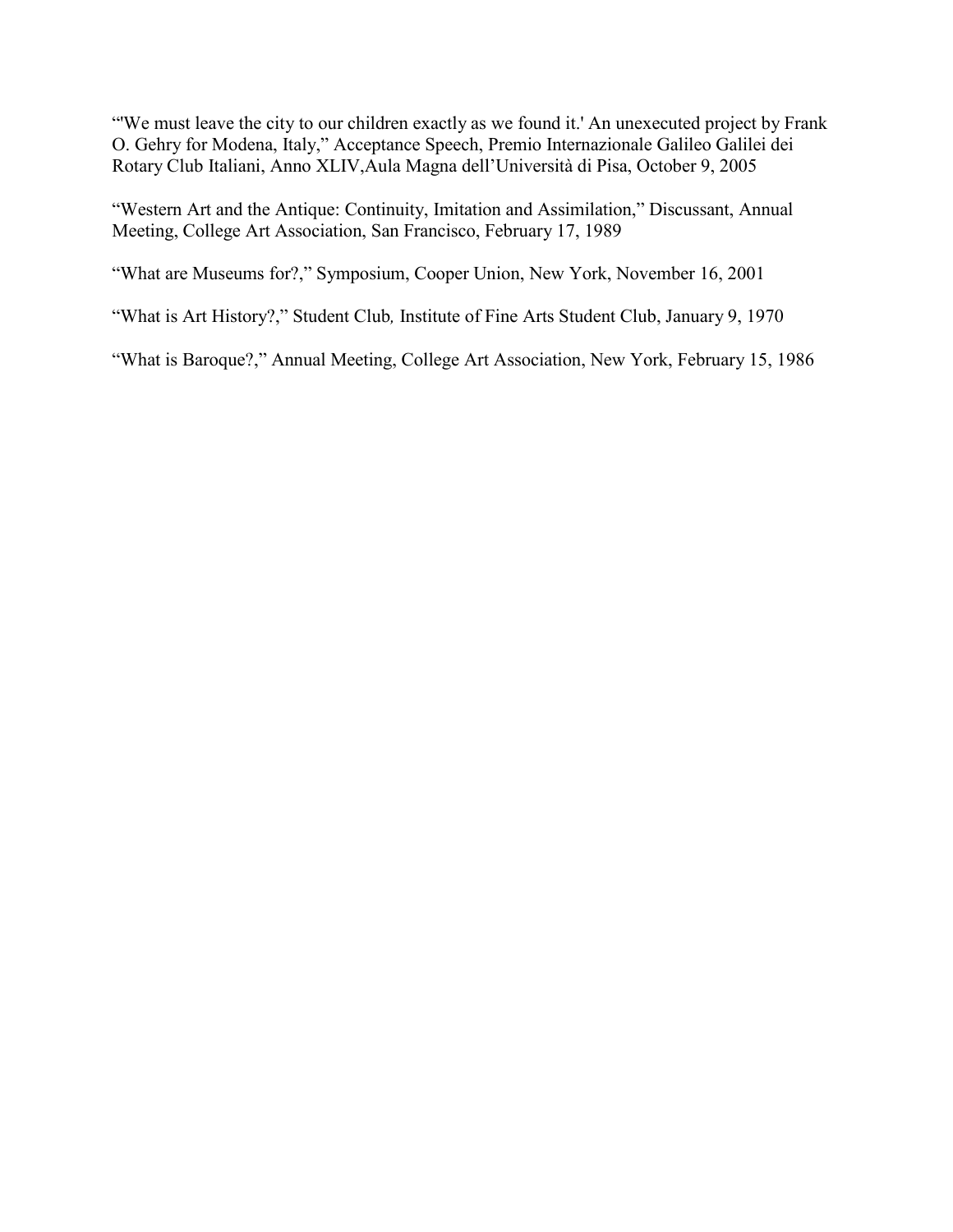"'We must leave the city to our children exactly as we found it.' An unexecuted project by Frank O. Gehry for Modena, Italy," Acceptance Speech, Premio Internazionale Galileo Galilei dei Rotary Club Italiani, Anno XLIV,Aula Magna dell'Università di Pisa, October 9, 2005

"Western Art and the Antique: Continuity, Imitation and Assimilation," Discussant, Annual Meeting, College Art Association, San Francisco, February 17, 1989

"What are Museums for?," Symposium, Cooper Union, New York, November 16, 2001

"What is Art History?," Student Club*,* Institute of Fine Arts Student Club, January 9, 1970

"What is Baroque?," Annual Meeting, College Art Association, New York, February 15, 1986